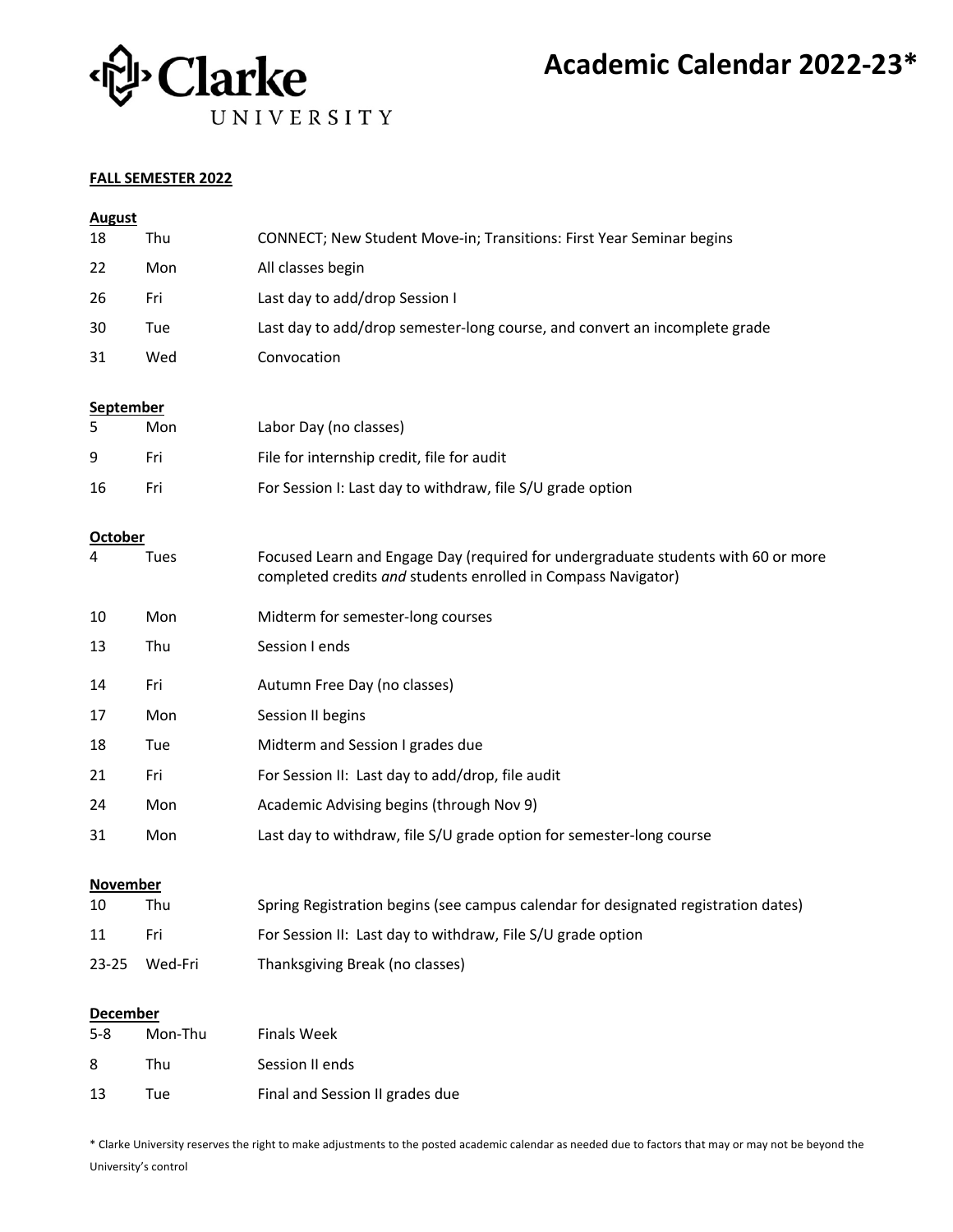Clarke UNIVERSITY

# Academic Calendar 2022-23*

## FALL SEMESTER 2022

### August

| | | |
|---|---|---|
| 18 | Thu | CONNECT; New Student Move-in; Transitions: First Year Seminar begins |
| 22 | Mon | All classes begin |
| 26 | Fri | Last day to add/drop Session I |
| 30 | Tue | Last day to add/drop semester-long course, and convert an incomplete grade |
| 31 | Wed | Convocation |

### September

| | | |
|---|---|---|
| 5 | Mon | Labor Day (no classes) |
| 9 | Fri | File for internship credit, file for audit |
| 16 | Fri | For Session I: Last day to withdraw, file S/U grade option |

### October

| | | |
|---|---|---|
| 4 | Tues | Focused Learn and Engage Day (required for undergraduate students with 60 or more completed credits *and* students enrolled in Compass Navigator) |
| 10 | Mon | Midterm for semester-long courses |
| 13 | Thu | Session I ends |
| 14 | Fri | Autumn Free Day (no classes) |
| 17 | Mon | Session II begins |
| 18 | Tue | Midterm and Session I grades due |
| 21 | Fri | For Session II: Last day to add/drop, file audit |
| 24 | Mon | Academic Advising begins (through Nov 9) |
| 31 | Mon | Last day to withdraw, file S/U grade option for semester-long course |

### November

| | | |
|---|---|---|
| 10 | Thu | Spring Registration begins (see campus calendar for designated registration dates) |
| 11 | Fri | For Session II: Last day to withdraw, File S/U grade option |
| 23-25 | Wed-Fri | Thanksgiving Break (no classes) |

### December

| | | |
|---|---|---|
| 5-8 | Mon-Thu | Finals Week |
| 8 | Thu | Session II ends |
| 13 | Tue | Final and Session II grades due |

* Clarke University reserves the right to make adjustments to the posted academic calendar as needed due to factors that may or may not be beyond the University's control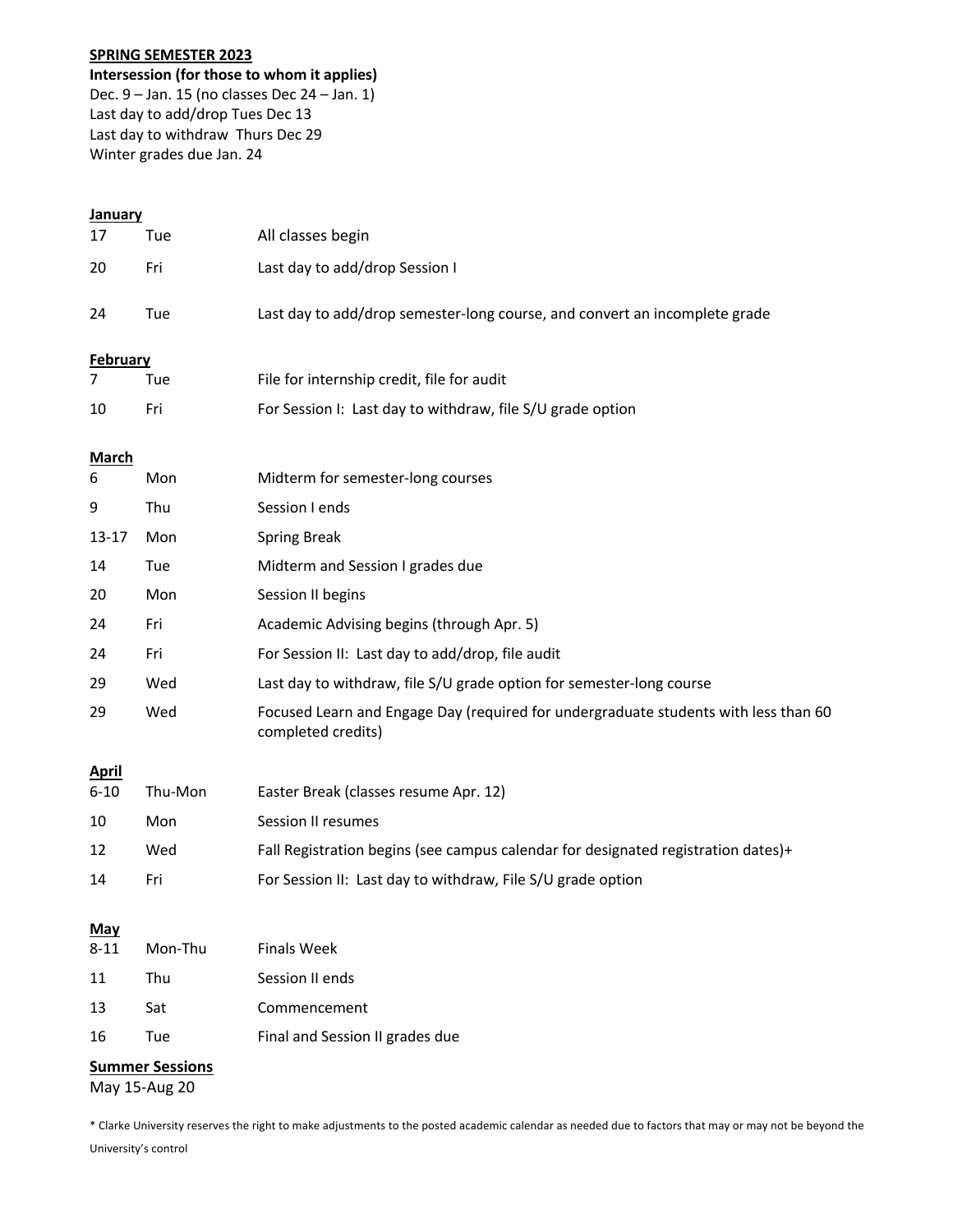**SPRING SEMESTER 2023**

**Intersession (for those to whom it applies)**

Dec. 9 – Jan. 15 (no classes Dec 24 – Jan. 1)
Last day to add/drop Tues Dec 13
Last day to withdraw Thurs Dec 29
Winter grades due Jan. 24

**January**

| | | |
|---|---|---|
| 17 | Tue | All classes begin |
| 20 | Fri | Last day to add/drop Session I |
| 24 | Tue | Last day to add/drop semester-long course, and convert an incomplete grade |

**February**

| | | |
|---|---|---|
| 7 | Tue | File for internship credit, file for audit |
| 10 | Fri | For Session I: Last day to withdraw, file S/U grade option |

**March**

| | | |
|---|---|---|
| 6 | Mon | Midterm for semester-long courses |
| 9 | Thu | Session I ends |
| 13-17 | Mon | Spring Break |
| 14 | Tue | Midterm and Session I grades due |
| 20 | Mon | Session II begins |
| 24 | Fri | Academic Advising begins (through Apr. 5) |
| 24 | Fri | For Session II: Last day to add/drop, file audit |
| 29 | Wed | Last day to withdraw, file S/U grade option for semester-long course |
| 29 | Wed | Focused Learn and Engage Day (required for undergraduate students with less than 60 completed credits) |

**April**

| | | |
|---|---|---|
| 6-10 | Thu-Mon | Easter Break (classes resume Apr. 12) |
| 10 | Mon | Session II resumes |
| 12 | Wed | Fall Registration begins (see campus calendar for designated registration dates)+ |
| 14 | Fri | For Session II: Last day to withdraw, File S/U grade option |

**May**

| | | |
|---|---|---|
| 8-11 | Mon-Thu | Finals Week |
| 11 | Thu | Session II ends |
| 13 | Sat | Commencement |
| 16 | Tue | Final and Session II grades due |

**Summer Sessions**

May 15-Aug 20

* Clarke University reserves the right to make adjustments to the posted academic calendar as needed due to factors that may or may not be beyond the University's control